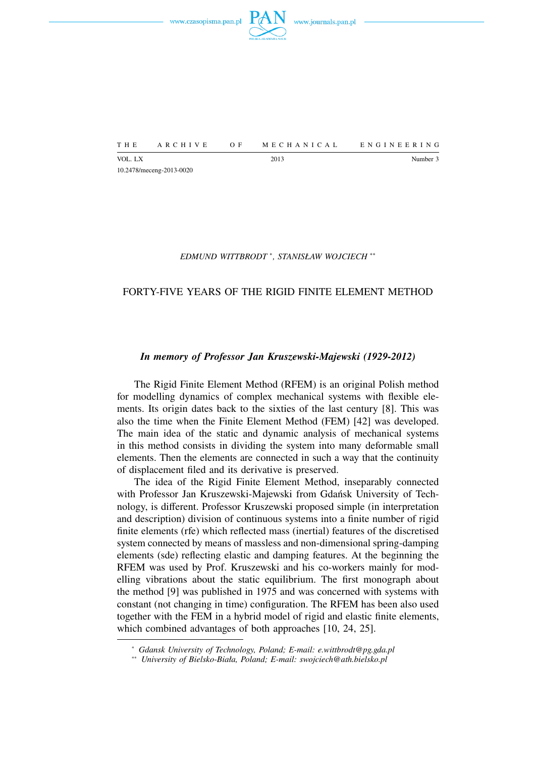THE ARCHIVE OF MECHANICAL ENGINEERING

VOL. LX 2013 Number 3

10.2478/meceng-2013-0020

*EDMUND WITTBRODT* [*], *STANISŁAW WOJCIECH* [**]

# FORTY-FIVE YEARS OF THE RIGID FINITE ELEMENT METHOD

### *In memory of Professor Jan Kruszewski-Majewski (1929-2012)*

The Rigid Finite Element Method (RFEM) is an original Polish method for modelling dynamics of complex mechanical systems with flexible elements. Its origin dates back to the sixties of the last century [8]. This was also the time when the Finite Element Method (FEM) [42] was developed. The main idea of the static and dynamic analysis of mechanical systems in this method consists in dividing the system into many deformable small elements. Then the elements are connected in such a way that the continuity of displacement filed and its derivative is preserved.

The idea of the Rigid Finite Element Method, inseparably connected with Professor Jan Kruszewski-Majewski from Gdańsk University of Technology, is different. Professor Kruszewski proposed simple (in interpretation and description) division of continuous systems into a finite number of rigid finite elements (rfe) which reflected mass (inertial) features of the discretised system connected by means of massless and non-dimensional spring-damping elements (sde) reflecting elastic and damping features. At the beginning the RFEM was used by Prof. Kruszewski and his co-workers mainly for modelling vibrations about the static equilibrium. The first monograph about the method [9] was published in 1975 and was concerned with systems with constant (not changing in time) configuration. The RFEM has been also used together with the FEM in a hybrid model of rigid and elastic finite elements, which combined advantages of both approaches [10, 24, 25].

---

[*] *Gdansk University of Technology, Poland; E-mail: e.wittbrodt@pg.gda.pl*

[**] *University of Bielsko-Biała, Poland; E-mail: swojciech@ath.bielsko.pl*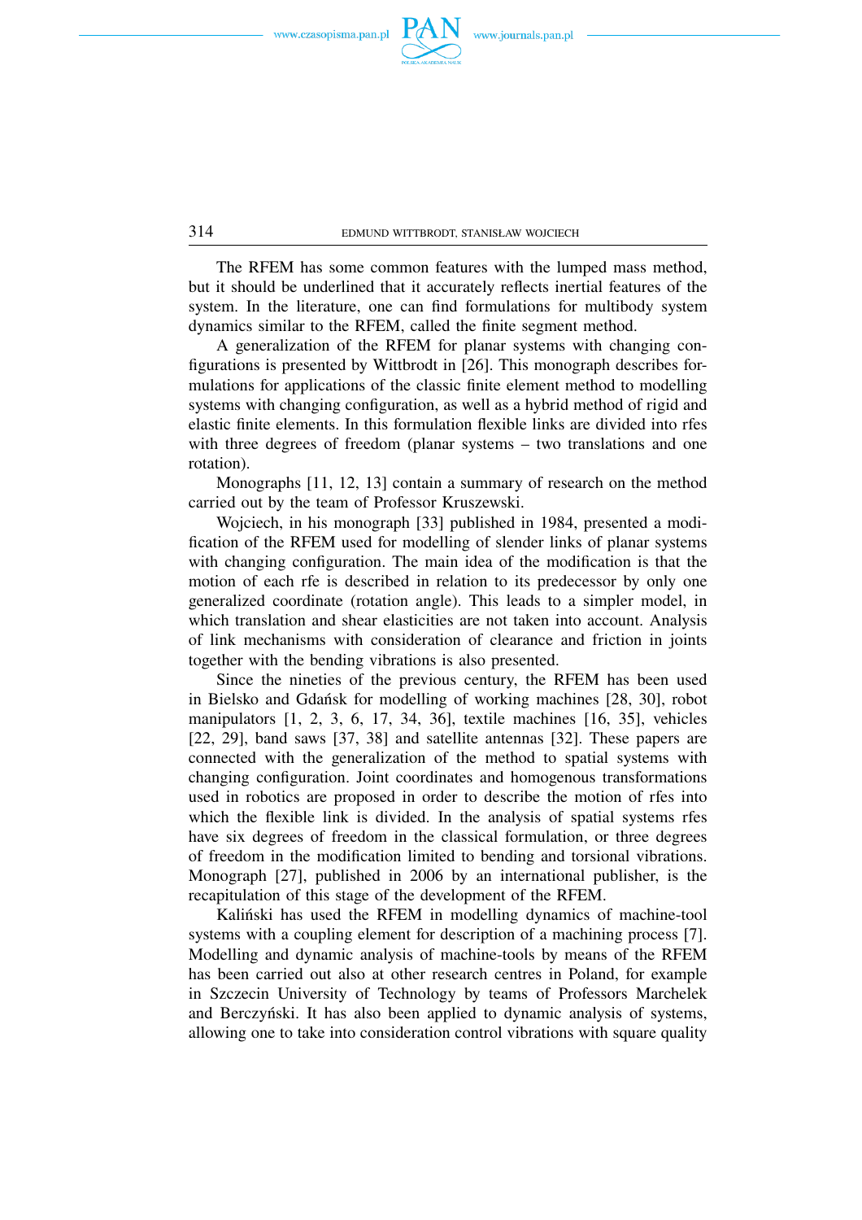The RFEM has some common features with the lumped mass method, but it should be underlined that it accurately reflects inertial features of the system. In the literature, one can find formulations for multibody system dynamics similar to the RFEM, called the finite segment method.

A generalization of the RFEM for planar systems with changing configurations is presented by Wittbrodt in [26]. This monograph describes formulations for applications of the classic finite element method to modelling systems with changing configuration, as well as a hybrid method of rigid and elastic finite elements. In this formulation flexible links are divided into rfes with three degrees of freedom (planar systems – two translations and one rotation).

Monographs [11, 12, 13] contain a summary of research on the method carried out by the team of Professor Kruszewski.

Wojciech, in his monograph [33] published in 1984, presented a modification of the RFEM used for modelling of slender links of planar systems with changing configuration. The main idea of the modification is that the motion of each rfe is described in relation to its predecessor by only one generalized coordinate (rotation angle). This leads to a simpler model, in which translation and shear elasticities are not taken into account. Analysis of link mechanisms with consideration of clearance and friction in joints together with the bending vibrations is also presented.

Since the nineties of the previous century, the RFEM has been used in Bielsko and Gdańsk for modelling of working machines [28, 30], robot manipulators [1, 2, 3, 6, 17, 34, 36], textile machines [16, 35], vehicles [22, 29], band saws [37, 38] and satellite antennas [32]. These papers are connected with the generalization of the method to spatial systems with changing configuration. Joint coordinates and homogenous transformations used in robotics are proposed in order to describe the motion of rfes into which the flexible link is divided. In the analysis of spatial systems rfes have six degrees of freedom in the classical formulation, or three degrees of freedom in the modification limited to bending and torsional vibrations. Monograph [27], published in 2006 by an international publisher, is the recapitulation of this stage of the development of the RFEM.

Kaliński has used the RFEM in modelling dynamics of machine-tool systems with a coupling element for description of a machining process [7]. Modelling and dynamic analysis of machine-tools by means of the RFEM has been carried out also at other research centres in Poland, for example in Szczecin University of Technology by teams of Professors Marchelek and Berczyński. It has also been applied to dynamic analysis of systems, allowing one to take into consideration control vibrations with square quality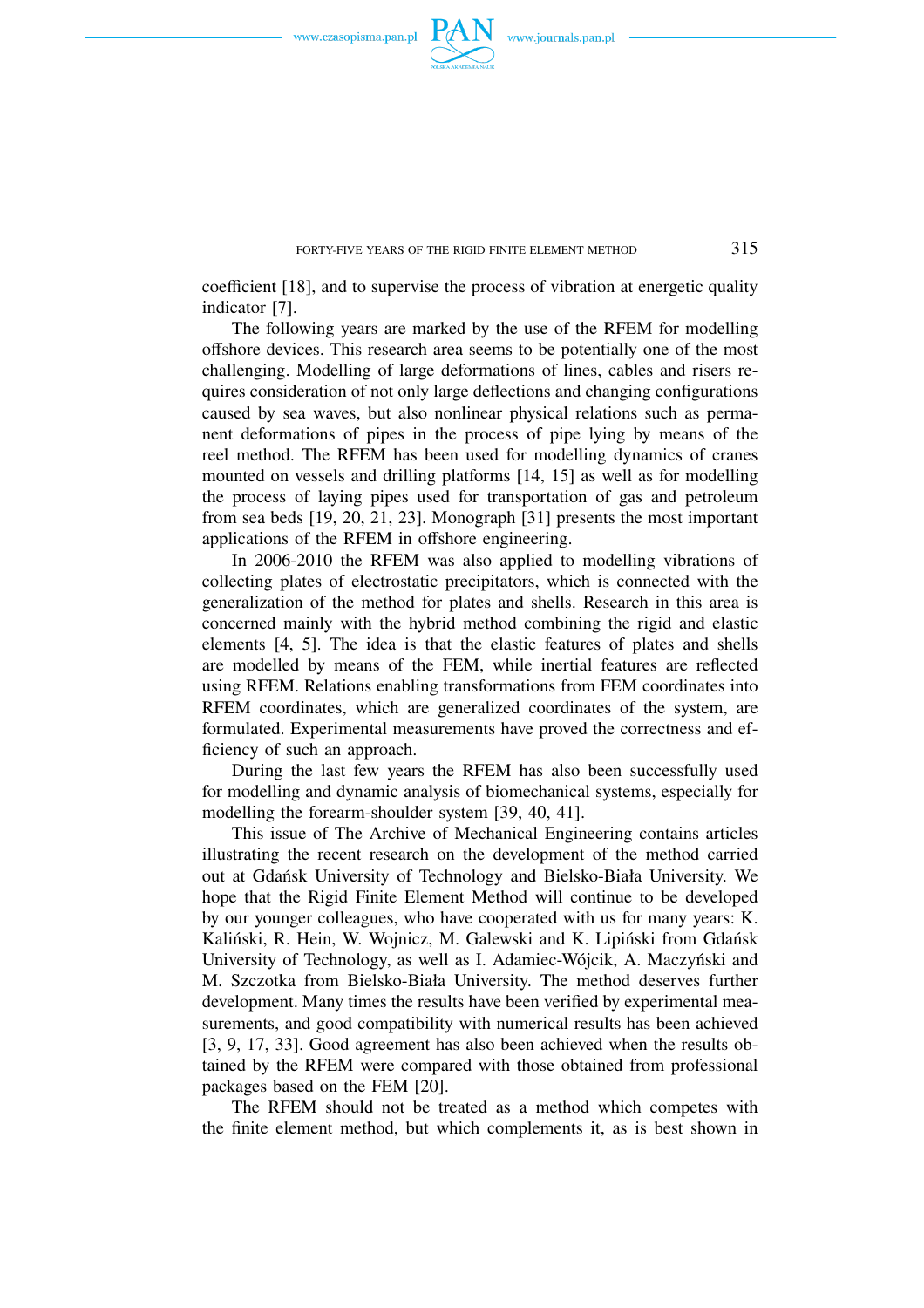coefficient [18], and to supervise the process of vibration at energetic quality indicator [7].

The following years are marked by the use of the RFEM for modelling offshore devices. This research area seems to be potentially one of the most challenging. Modelling of large deformations of lines, cables and risers requires consideration of not only large deflections and changing configurations caused by sea waves, but also nonlinear physical relations such as permanent deformations of pipes in the process of pipe lying by means of the reel method. The RFEM has been used for modelling dynamics of cranes mounted on vessels and drilling platforms [14, 15] as well as for modelling the process of laying pipes used for transportation of gas and petroleum from sea beds [19, 20, 21, 23]. Monograph [31] presents the most important applications of the RFEM in offshore engineering.

In 2006-2010 the RFEM was also applied to modelling vibrations of collecting plates of electrostatic precipitators, which is connected with the generalization of the method for plates and shells. Research in this area is concerned mainly with the hybrid method combining the rigid and elastic elements [4, 5]. The idea is that the elastic features of plates and shells are modelled by means of the FEM, while inertial features are reflected using RFEM. Relations enabling transformations from FEM coordinates into RFEM coordinates, which are generalized coordinates of the system, are formulated. Experimental measurements have proved the correctness and efficiency of such an approach.

During the last few years the RFEM has also been successfully used for modelling and dynamic analysis of biomechanical systems, especially for modelling the forearm-shoulder system [39, 40, 41].

This issue of The Archive of Mechanical Engineering contains articles illustrating the recent research on the development of the method carried out at Gdańsk University of Technology and Bielsko-Biała University. We hope that the Rigid Finite Element Method will continue to be developed by our younger colleagues, who have cooperated with us for many years: K. Kaliński, R. Hein, W. Wojnicz, M. Galewski and K. Lipiński from Gdańsk University of Technology, as well as I. Adamiec-Wójcik, A. Maczyński and M. Szczotka from Bielsko-Biała University. The method deserves further development. Many times the results have been verified by experimental measurements, and good compatibility with numerical results has been achieved [3, 9, 17, 33]. Good agreement has also been achieved when the results obtained by the RFEM were compared with those obtained from professional packages based on the FEM [20].

The RFEM should not be treated as a method which competes with the finite element method, but which complements it, as is best shown in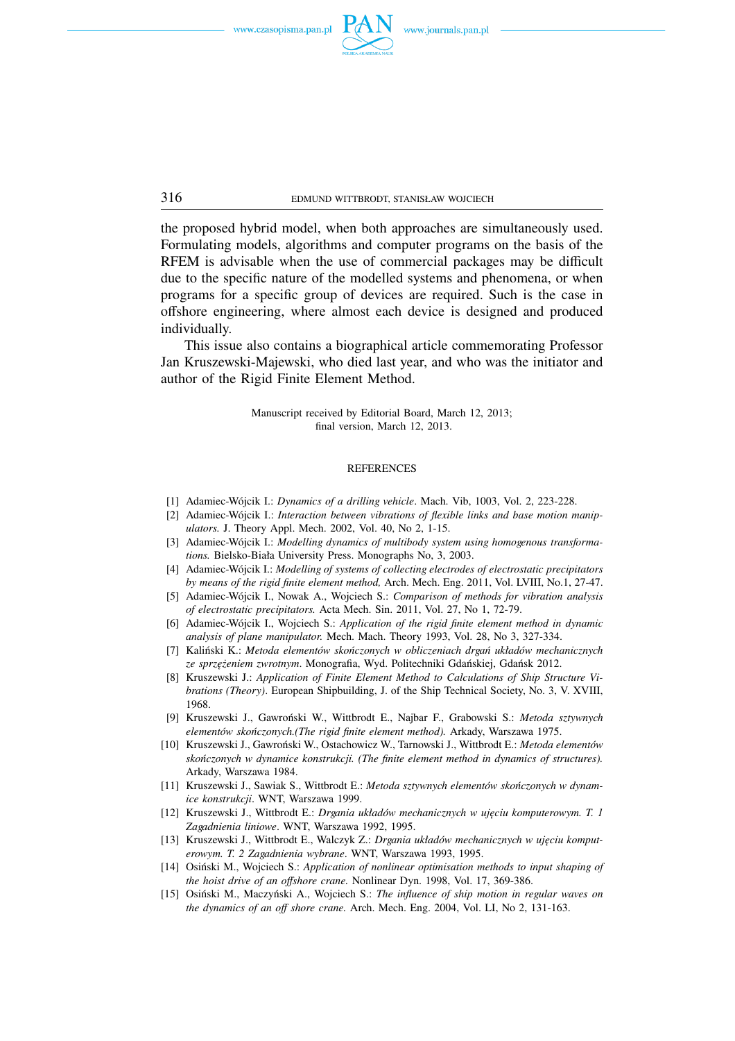the proposed hybrid model, when both approaches are simultaneously used. Formulating models, algorithms and computer programs on the basis of the RFEM is advisable when the use of commercial packages may be difficult due to the specific nature of the modelled systems and phenomena, or when programs for a specific group of devices are required. Such is the case in offshore engineering, where almost each device is designed and produced individually.

This issue also contains a biographical article commemorating Professor Jan Kruszewski-Majewski, who died last year, and who was the initiator and author of the Rigid Finite Element Method.

Manuscript received by Editorial Board, March 12, 2013;
final version, March 12, 2013.

## REFERENCES

[1] Adamiec-Wójcik I.: *Dynamics of a drilling vehicle*. Mach. Vib, 1003, Vol. 2, 223-228.

[2] Adamiec-Wójcik I.: *Interaction between vibrations of flexible links and base motion manipulators.* J. Theory Appl. Mech. 2002, Vol. 40, No 2, 1-15.

[3] Adamiec-Wójcik I.: *Modelling dynamics of multibody system using homogenous transformations.* Bielsko-Biała University Press. Monographs No, 3, 2003.

[4] Adamiec-Wójcik I.: *Modelling of systems of collecting electrodes of electrostatic precipitators by means of the rigid finite element method,* Arch. Mech. Eng. 2011, Vol. LVIII, No.1, 27-47.

[5] Adamiec-Wójcik I., Nowak A., Wojciech S.: *Comparison of methods for vibration analysis of electrostatic precipitators.* Acta Mech. Sin. 2011, Vol. 27, No 1, 72-79.

[6] Adamiec-Wójcik I., Wojciech S.: *Application of the rigid finite element method in dynamic analysis of plane manipulator.* Mech. Mach. Theory 1993, Vol. 28, No 3, 327-334.

[7] Kaliński K.: *Metoda elementów skończonych w obliczeniach drgań układów mechanicznych ze sprzężeniem zwrotnym*. Monografia, Wyd. Politechniki Gdańskiej, Gdańsk 2012.

[8] Kruszewski J.: *Application of Finite Element Method to Calculations of Ship Structure Vibrations (Theory)*. European Shipbuilding, J. of the Ship Technical Society, No. 3, V. XVIII, 1968.

[9] Kruszewski J., Gawroński W., Wittbrodt E., Najbar F., Grabowski S.: *Metoda sztywnych elementów skończonych.(The rigid finite element method).* Arkady, Warszawa 1975.

[10] Kruszewski J., Gawroński W., Ostachowicz W., Tarnowski J., Wittbrodt E.: *Metoda elementów skończonych w dynamice konstrukcji. (The finite element method in dynamics of structures).* Arkady, Warszawa 1984.

[11] Kruszewski J., Sawiak S., Wittbrodt E.: *Metoda sztywnych elementów skończonych w dynamice konstrukcji*. WNT, Warszawa 1999.

[12] Kruszewski J., Wittbrodt E.: *Drgania układów mechanicznych w ujęciu komputerowym. T. 1 Zagadnienia liniowe*. WNT, Warszawa 1992, 1995.

[13] Kruszewski J., Wittbrodt E., Walczyk Z.: *Drgania układów mechanicznych w ujęciu komputerowym. T. 2 Zagadnienia wybrane*. WNT, Warszawa 1993, 1995.

[14] Osiński M., Wojciech S.: *Application of nonlinear optimisation methods to input shaping of the hoist drive of an offshore crane.* Nonlinear Dyn. 1998, Vol. 17, 369-386.

[15] Osiński M., Maczyński A., Wojciech S.: *The influence of ship motion in regular waves on the dynamics of an off shore crane.* Arch. Mech. Eng. 2004, Vol. LI, No 2, 131-163.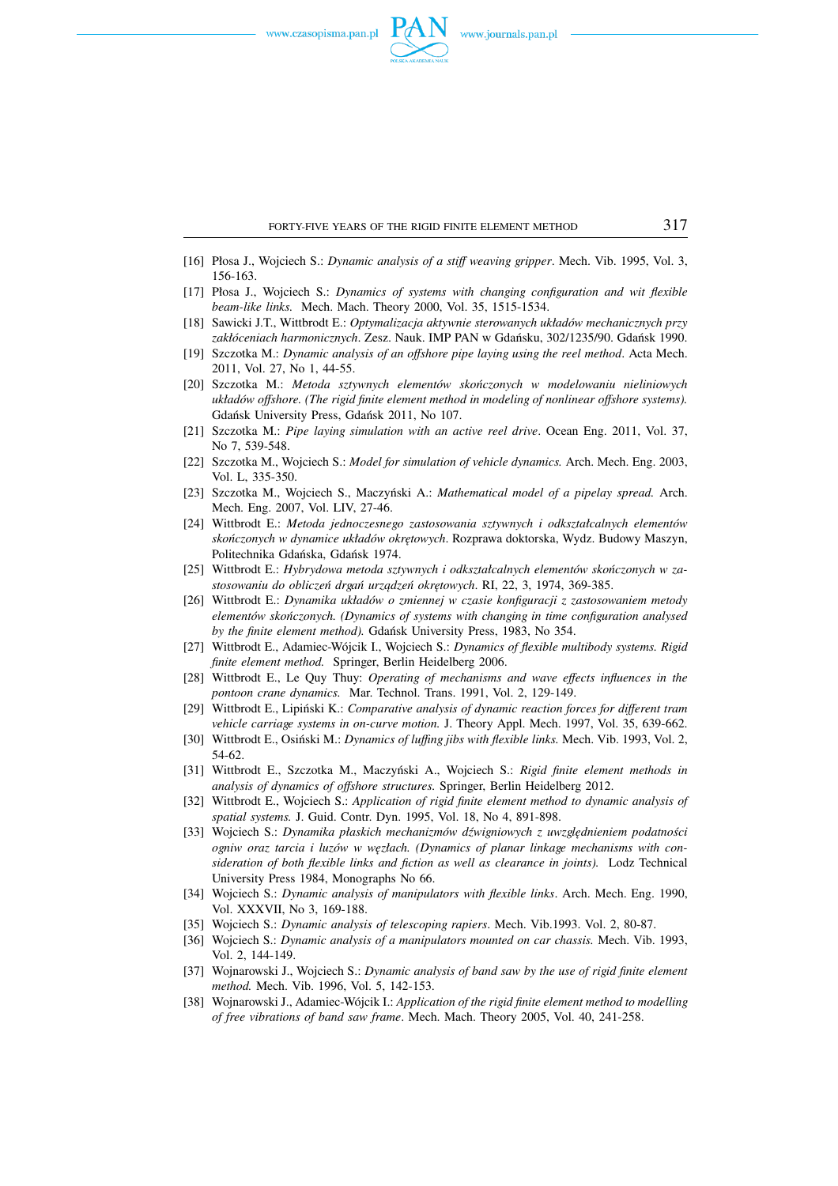[16] Płosa J., Wojciech S.: *Dynamic analysis of a stiff weaving gripper*. Mech. Vib. 1995, Vol. 3, 156-163.

[17] Płosa J., Wojciech S.: *Dynamics of systems with changing configuration and wit flexible beam-like links.* Mech. Mach. Theory 2000, Vol. 35, 1515-1534.

[18] Sawicki J.T., Wittbrodt E.: *Optymalizacja aktywnie sterowanych układów mechanicznych przy zakłóceniach harmonicznych*. Zesz. Nauk. IMP PAN w Gdańsku, 302/1235/90. Gdańsk 1990.

[19] Szczotka M.: *Dynamic analysis of an offshore pipe laying using the reel method*. Acta Mech. 2011, Vol. 27, No 1, 44-55.

[20] Szczotka M.: *Metoda sztywnych elementów skończonych w modelowaniu nieliniowych układów offshore. (The rigid finite element method in modeling of nonlinear offshore systems).* Gdańsk University Press, Gdańsk 2011, No 107.

[21] Szczotka M.: *Pipe laying simulation with an active reel drive*. Ocean Eng. 2011, Vol. 37, No 7, 539-548.

[22] Szczotka M., Wojciech S.: *Model for simulation of vehicle dynamics.* Arch. Mech. Eng. 2003, Vol. L, 335-350.

[23] Szczotka M., Wojciech S., Maczyński A.: *Mathematical model of a pipelay spread.* Arch. Mech. Eng. 2007, Vol. LIV, 27-46.

[24] Wittbrodt E.: *Metoda jednoczesnego zastosowania sztywnych i odkształcalnych elementów skończonych w dynamice układów okrętowych*. Rozprawa doktorska, Wydz. Budowy Maszyn, Politechnika Gdańska, Gdańsk 1974.

[25] Wittbrodt E.: *Hybrydowa metoda sztywnych i odkształcalnych elementów skończonych w zastosowaniu do obliczeń drgań urządzeń okrętowych*. RI, 22, 3, 1974, 369-385.

[26] Wittbrodt E.: *Dynamika układów o zmiennej w czasie konfiguracji z zastosowaniem metody elementów skończonych. (Dynamics of systems with changing in time configuration analysed by the finite element method).* Gdańsk University Press, 1983, No 354.

[27] Wittbrodt E., Adamiec-Wójcik I., Wojciech S.: *Dynamics of flexible multibody systems. Rigid finite element method.* Springer, Berlin Heidelberg 2006.

[28] Wittbrodt E., Le Quy Thuy: *Operating of mechanisms and wave effects influences in the pontoon crane dynamics.* Mar. Technol. Trans. 1991, Vol. 2, 129-149.

[29] Wittbrodt E., Lipiński K.: *Comparative analysis of dynamic reaction forces for different tram vehicle carriage systems in on-curve motion.* J. Theory Appl. Mech. 1997, Vol. 35, 639-662.

[30] Wittbrodt E., Osiński M.: *Dynamics of luffing jibs with flexible links.* Mech. Vib. 1993, Vol. 2, 54-62.

[31] Wittbrodt E., Szczotka M., Maczyński A., Wojciech S.: *Rigid finite element methods in analysis of dynamics of offshore structures.* Springer, Berlin Heidelberg 2012.

[32] Wittbrodt E., Wojciech S.: *Application of rigid finite element method to dynamic analysis of spatial systems.* J. Guid. Contr. Dyn. 1995, Vol. 18, No 4, 891-898.

[33] Wojciech S.: *Dynamika płaskich mechanizmów dźwigniowych z uwzględnieniem podatności ogniw oraz tarcia i luzów w węzłach. (Dynamics of planar linkage mechanisms with consideration of both flexible links and fiction as well as clearance in joints).* Lodz Technical University Press 1984, Monographs No 66.

[34] Wojciech S.: *Dynamic analysis of manipulators with flexible links*. Arch. Mech. Eng. 1990, Vol. XXXVII, No 3, 169-188.

[35] Wojciech S.: *Dynamic analysis of telescoping rapiers*. Mech. Vib.1993. Vol. 2, 80-87.

[36] Wojciech S.: *Dynamic analysis of a manipulators mounted on car chassis.* Mech. Vib. 1993, Vol. 2, 144-149.

[37] Wojnarowski J., Wojciech S.: *Dynamic analysis of band saw by the use of rigid finite element method.* Mech. Vib. 1996, Vol. 5, 142-153.

[38] Wojnarowski J., Adamiec-Wójcik I.: *Application of the rigid finite element method to modelling of free vibrations of band saw frame*. Mech. Mach. Theory 2005, Vol. 40, 241-258.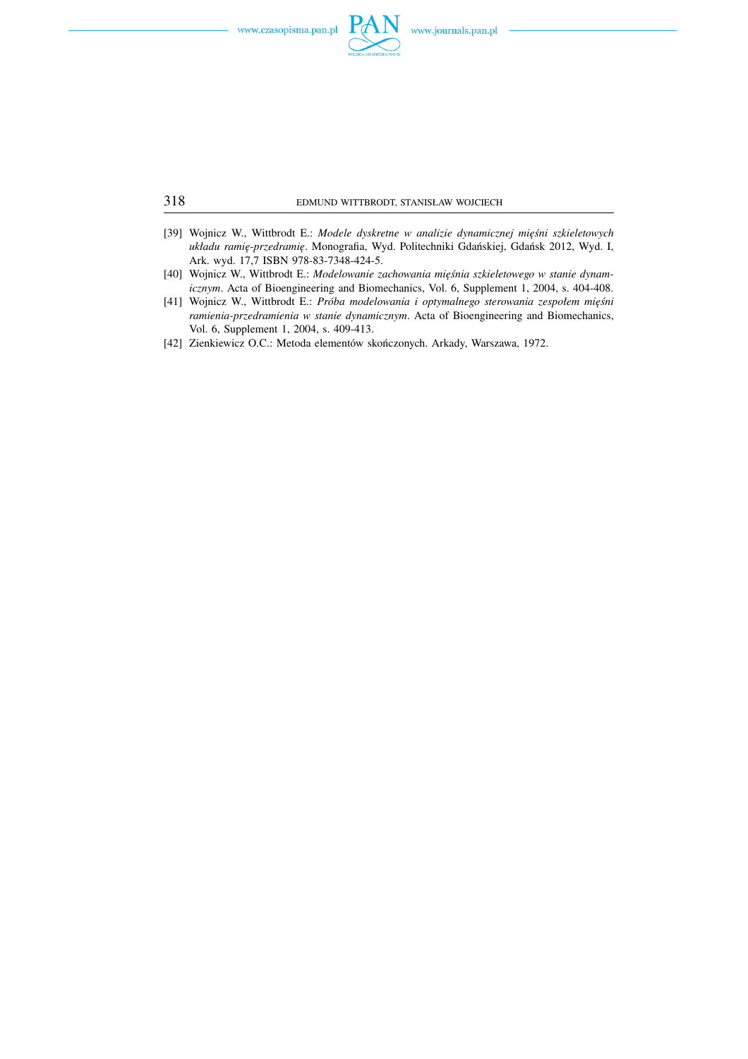[39] Wojnicz W., Wittbrodt E.: *Modele dyskretne w analizie dynamicznej mięśni szkieletowych układu ramię-przedramię*. Monografia, Wyd. Politechniki Gdańskiej, Gdańsk 2012, Wyd. I, Ark. wyd. 17,7 ISBN 978-83-7348-424-5.

[40] Wojnicz W., Wittbrodt E.: *Modelowanie zachowania mięśnia szkieletowego w stanie dynamicznym*. Acta of Bioengineering and Biomechanics, Vol. 6, Supplement 1, 2004, s. 404-408.

[41] Wojnicz W., Wittbrodt E.: *Próba modelowania i optymalnego sterowania zespołem mięśni ramienia-przedramienia w stanie dynamicznym*. Acta of Bioengineering and Biomechanics, Vol. 6, Supplement 1, 2004, s. 409-413.

[42] Zienkiewicz O.C.: Metoda elementów skończonych. Arkady, Warszawa, 1972.